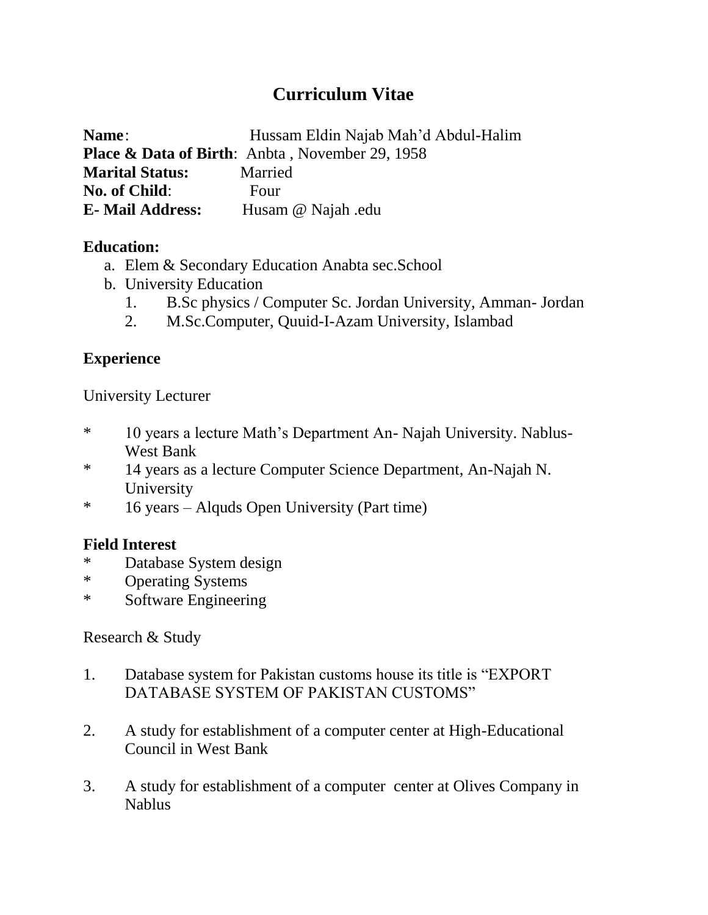# Curriculum Vitae

**Name**: Hussam Eldin Najab Mah'd Abdul-Halim
**Place & Data of Birth**: Anbta , November 29, 1958
**Marital Status:** Married
**No. of Child**: Four
**E- Mail Address:** Husam @ Najah .edu

**Education:**

a. Elem & Secondary Education Anabta sec.School
b. University Education
   1. B.Sc physics / Computer Sc. Jordan University, Amman- Jordan
   2. M.Sc.Computer, Quuid-I-Azam University, Islambad

**Experience**

University Lecturer

* 10 years a lecture Math's Department An- Najah University. Nablus- West Bank
* 14 years as a lecture Computer Science Department, An-Najah N. University
* 16 years – Alquds Open University (Part time)

**Field Interest**

* Database System design
* Operating Systems
* Software Engineering

Research & Study

1. Database system for Pakistan customs house its title is "EXPORT DATABASE SYSTEM OF PAKISTAN CUSTOMS"

2. A study for establishment of a computer center at High-Educational Council in West Bank

3. A study for establishment of a computer center at Olives Company in Nablus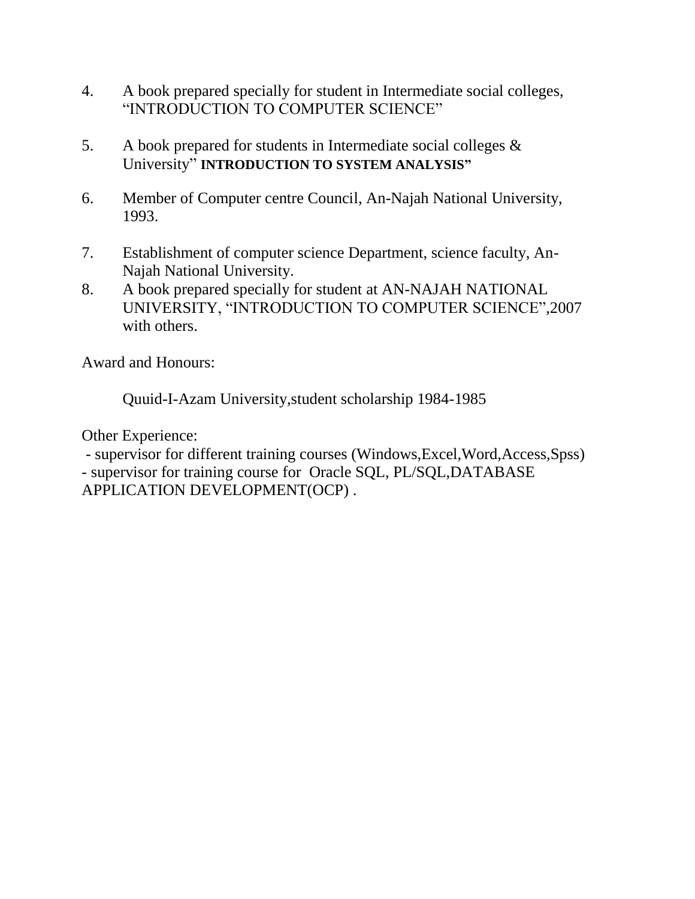4. A book prepared specially for student in Intermediate social colleges, “INTRODUCTION TO COMPUTER SCIENCE”

5. A book prepared for students in Intermediate social colleges & University” **INTRODUCTION TO SYSTEM ANALYSIS”**

6. Member of Computer centre Council, An-Najah National University, 1993.

7. Establishment of computer science Department, science faculty, An-Najah National University.
8. A book prepared specially for student at AN-NAJAH NATIONAL UNIVERSITY, “INTRODUCTION TO COMPUTER SCIENCE”,2007 with others.

Award and Honours:

Quuid-I-Azam University,student scholarship 1984-1985

Other Experience:

- supervisor for different training courses (Windows,Excel,Word,Access,Spss)
- supervisor for training course for Oracle SQL, PL/SQL,DATABASE APPLICATION DEVELOPMENT(OCP) .